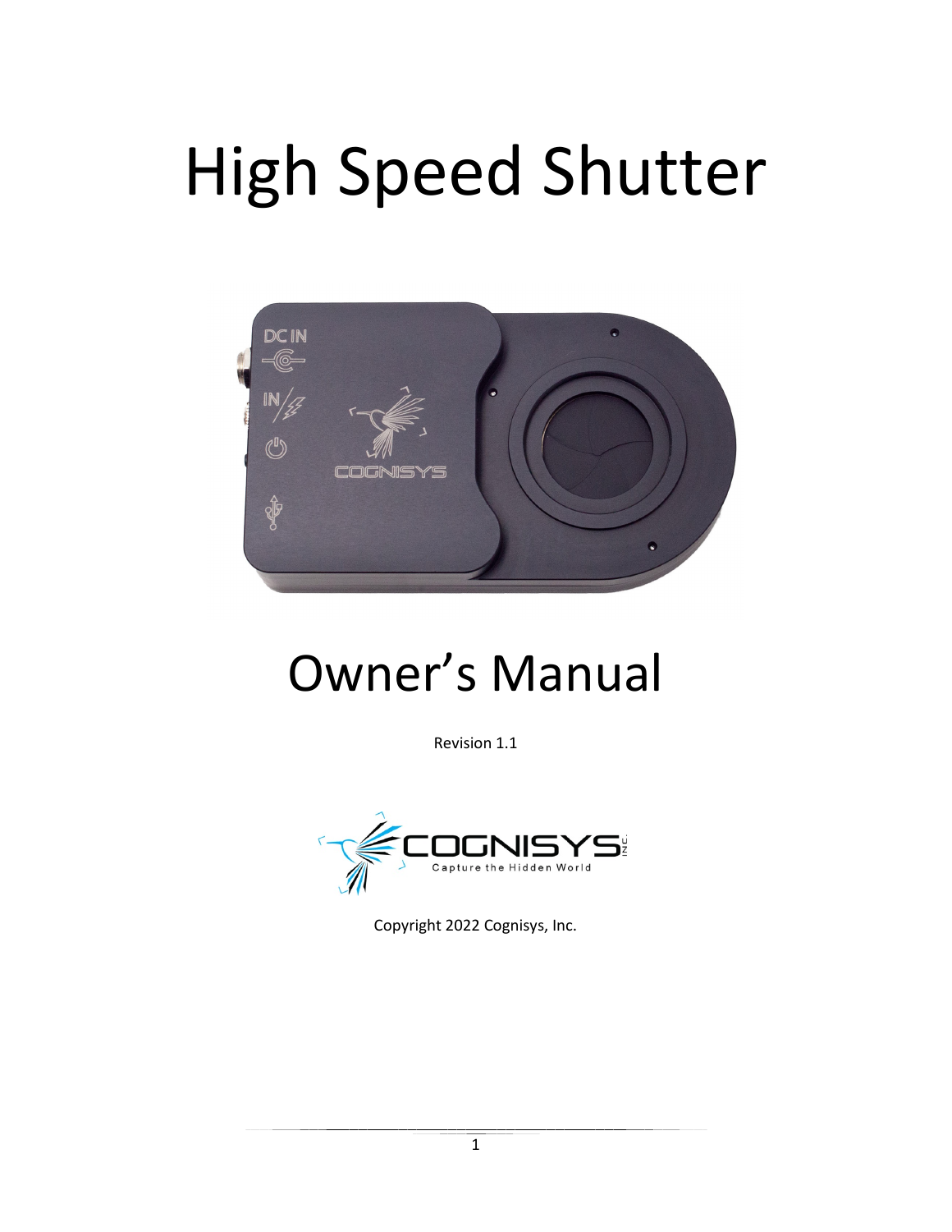# High Speed Shutter

# Owner's Manual

Revision 1.1

Copyright 2022 Cognisys, Inc.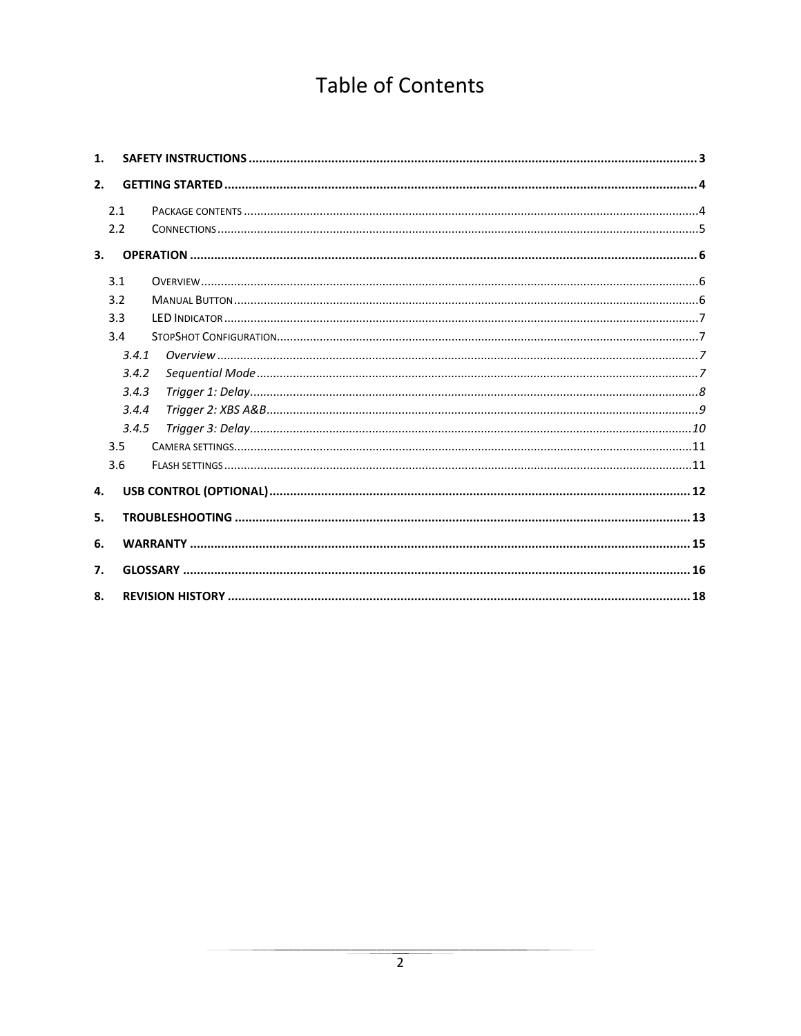# Table of Contents

1. **SAFETY INSTRUCTIONS** ..... 3
2. **GETTING STARTED** ..... 4
   - 2.1 PACKAGE CONTENTS ..... 4
   - 2.2 CONNECTIONS ..... 5
3. **OPERATION** ..... 6
   - 3.1 OVERVIEW ..... 6
   - 3.2 MANUAL BUTTON ..... 6
   - 3.3 LED INDICATOR ..... 7
   - 3.4 STOPSHOT CONFIGURATION ..... 7
     - *3.4.1 Overview* ..... *7*
     - *3.4.2 Sequential Mode* ..... *7*
     - *3.4.3 Trigger 1: Delay* ..... *8*
     - *3.4.4 Trigger 2: XBS A&B* ..... *9*
     - *3.4.5 Trigger 3: Delay* ..... *10*
   - 3.5 CAMERA SETTINGS ..... 11
   - 3.6 FLASH SETTINGS ..... 11
4. **USB CONTROL (OPTIONAL)** ..... 12
5. **TROUBLESHOOTING** ..... 13
6. **WARRANTY** ..... 15
7. **GLOSSARY** ..... 16
8. **REVISION HISTORY** ..... 18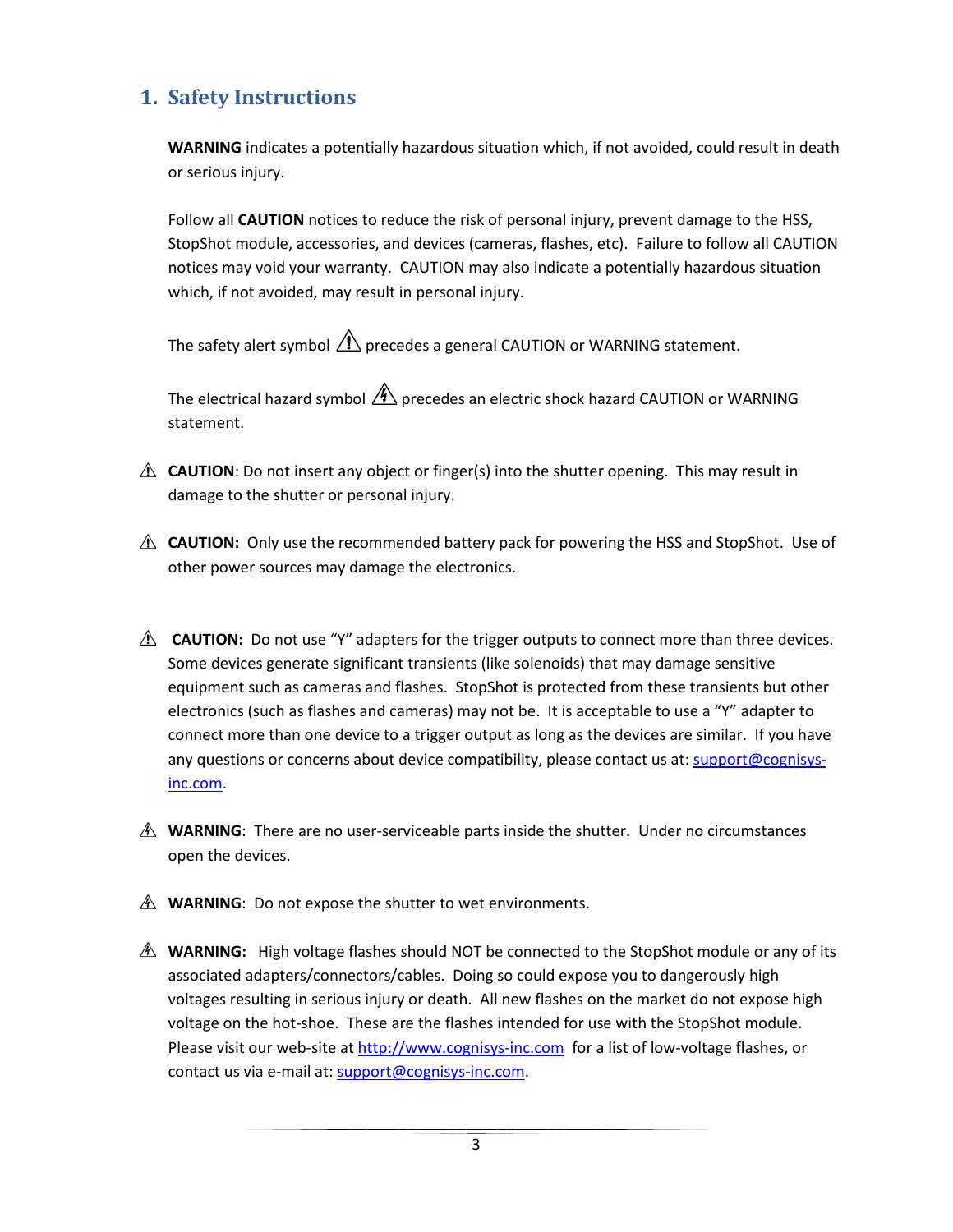## 1. Safety Instructions

**WARNING** indicates a potentially hazardous situation which, if not avoided, could result in death or serious injury.

Follow all **CAUTION** notices to reduce the risk of personal injury, prevent damage to the HSS, StopShot module, accessories, and devices (cameras, flashes, etc). Failure to follow all CAUTION notices may void your warranty. CAUTION may also indicate a potentially hazardous situation which, if not avoided, may result in personal injury.

The safety alert symbol ⚠ precedes a general CAUTION or WARNING statement.

The electrical hazard symbol ⚠ precedes an electric shock hazard CAUTION or WARNING statement.

⚠ **CAUTION**: Do not insert any object or finger(s) into the shutter opening. This may result in damage to the shutter or personal injury.

⚠ **CAUTION:** Only use the recommended battery pack for powering the HSS and StopShot. Use of other power sources may damage the electronics.

⚠ **CAUTION:** Do not use "Y" adapters for the trigger outputs to connect more than three devices. Some devices generate significant transients (like solenoids) that may damage sensitive equipment such as cameras and flashes. StopShot is protected from these transients but other electronics (such as flashes and cameras) may not be. It is acceptable to use a "Y" adapter to connect more than one device to a trigger output as long as the devices are similar. If you have any questions or concerns about device compatibility, please contact us at: support@cognisys-inc.com.

⚠ **WARNING**: There are no user-serviceable parts inside the shutter. Under no circumstances open the devices.

⚠ **WARNING**: Do not expose the shutter to wet environments.

⚠ **WARNING:** High voltage flashes should NOT be connected to the StopShot module or any of its associated adapters/connectors/cables. Doing so could expose you to dangerously high voltages resulting in serious injury or death. All new flashes on the market do not expose high voltage on the hot-shoe. These are the flashes intended for use with the StopShot module. Please visit our web-site at http://www.cognisys-inc.com for a list of low-voltage flashes, or contact us via e-mail at: support@cognisys-inc.com.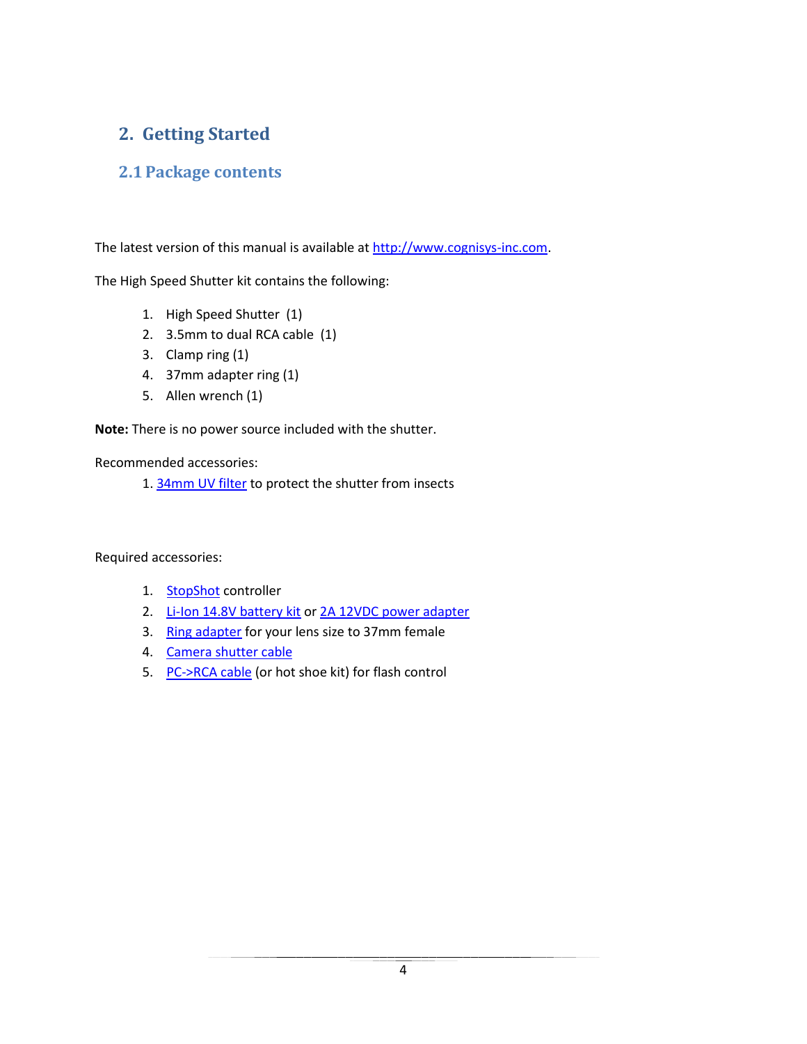# 2. Getting Started

## 2.1 Package contents

The latest version of this manual is available at [http://www.cognisys-inc.com](http://www.cognisys-inc.com).

The High Speed Shutter kit contains the following:

1. High Speed Shutter (1)
2. 3.5mm to dual RCA cable (1)
3. Clamp ring (1)
4. 37mm adapter ring (1)
5. Allen wrench (1)

**Note:** There is no power source included with the shutter.

Recommended accessories:

1. 34mm UV filter to protect the shutter from insects

Required accessories:

1. StopShot controller
2. Li-Ion 14.8V battery kit or 2A 12VDC power adapter
3. Ring adapter for your lens size to 37mm female
4. Camera shutter cable
5. PC->RCA cable (or hot shoe kit) for flash control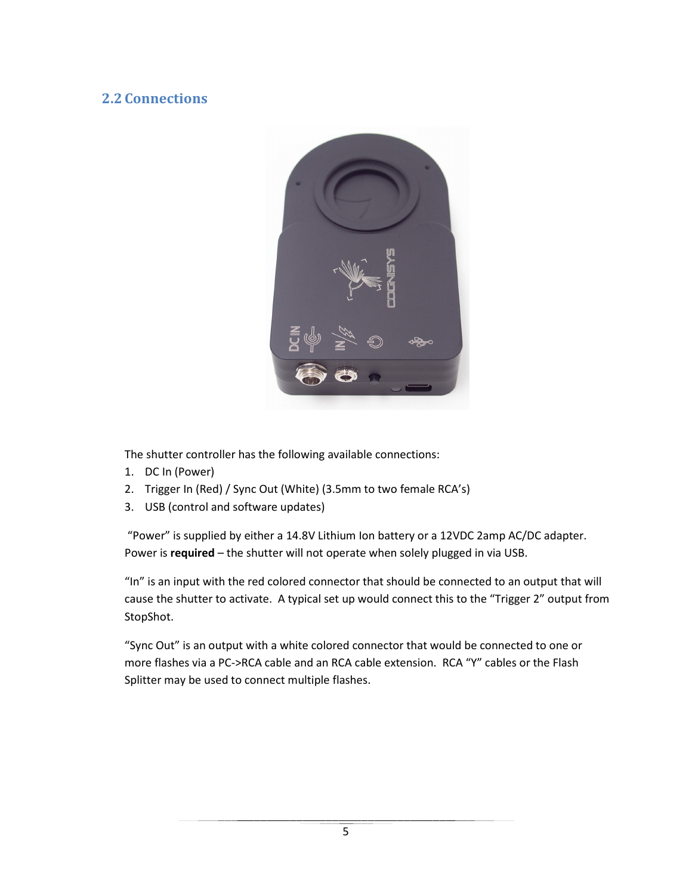## 2.2 Connections

The shutter controller has the following available connections:

1. DC In (Power)
2. Trigger In (Red) / Sync Out (White) (3.5mm to two female RCA's)
3. USB (control and software updates)

"Power" is supplied by either a 14.8V Lithium Ion battery or a 12VDC 2amp AC/DC adapter. Power is **required** – the shutter will not operate when solely plugged in via USB.

"In" is an input with the red colored connector that should be connected to an output that will cause the shutter to activate. A typical set up would connect this to the "Trigger 2" output from StopShot.

"Sync Out" is an output with a white colored connector that would be connected to one or more flashes via a PC->RCA cable and an RCA cable extension. RCA "Y" cables or the Flash Splitter may be used to connect multiple flashes.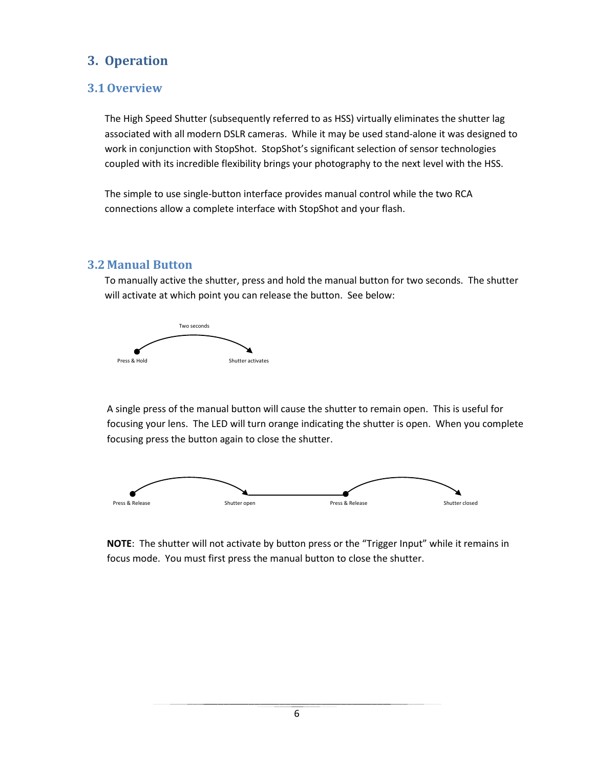# 3. Operation

## 3.1 Overview

The High Speed Shutter (subsequently referred to as HSS) virtually eliminates the shutter lag associated with all modern DSLR cameras. While it may be used stand-alone it was designed to work in conjunction with StopShot. StopShot's significant selection of sensor technologies coupled with its incredible flexibility brings your photography to the next level with the HSS.

The simple to use single-button interface provides manual control while the two RCA connections allow a complete interface with StopShot and your flash.

## 3.2 Manual Button

To manually active the shutter, press and hold the manual button for two seconds. The shutter will activate at which point you can release the button. See below:

Two seconds

Press & Hold → Shutter activates

A single press of the manual button will cause the shutter to remain open. This is useful for focusing your lens. The LED will turn orange indicating the shutter is open. When you complete focusing press the button again to close the shutter.

Press & Release → Shutter open → Press & Release → Shutter closed

**NOTE**: The shutter will not activate by button press or the "Trigger Input" while it remains in focus mode. You must first press the manual button to close the shutter.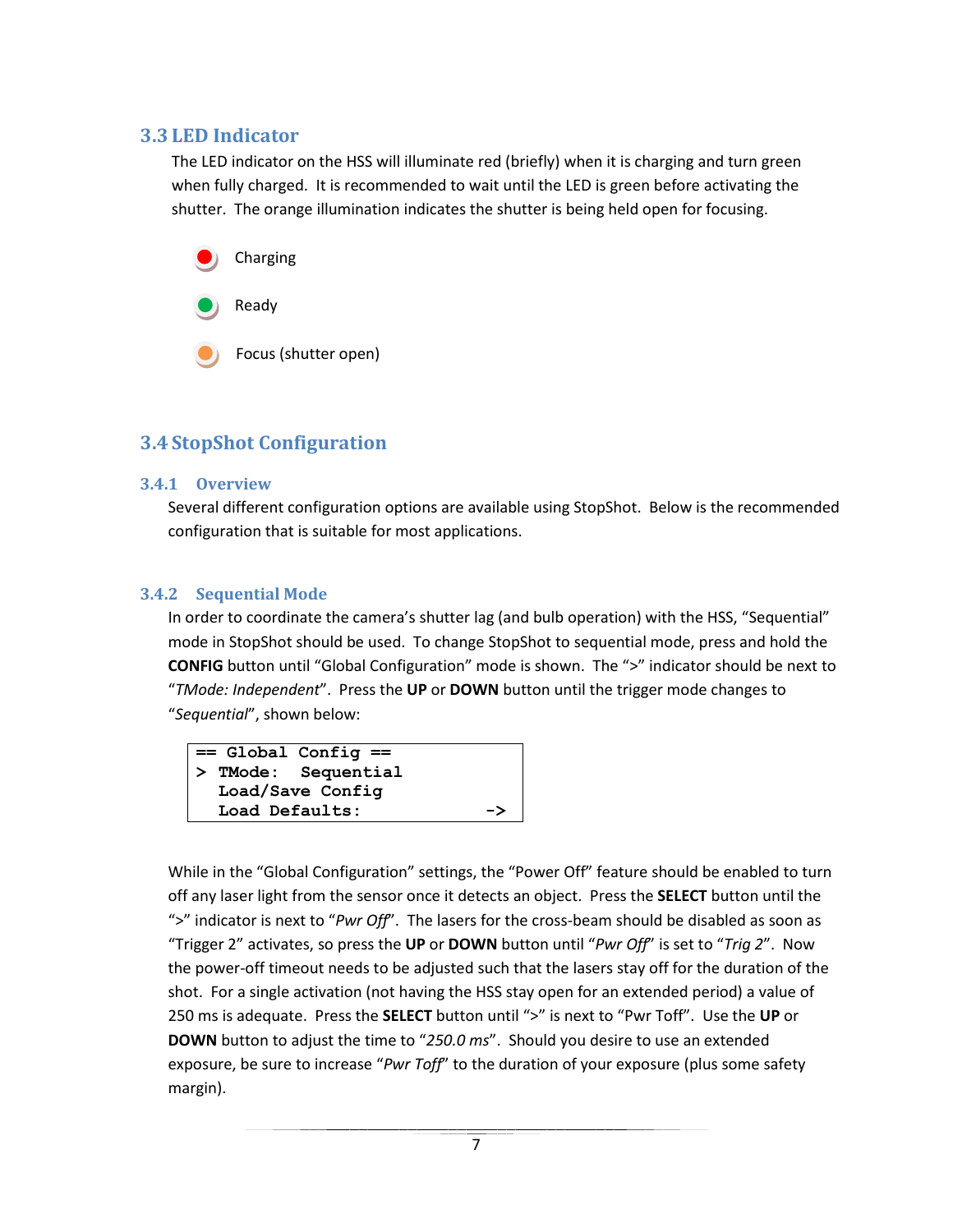## 3.3 LED Indicator

The LED indicator on the HSS will illuminate red (briefly) when it is charging and turn green when fully charged. It is recommended to wait until the LED is green before activating the shutter. The orange illumination indicates the shutter is being held open for focusing.

- Charging
- Ready
- Focus (shutter open)

## 3.4 StopShot Configuration

### 3.4.1 Overview

Several different configuration options are available using StopShot. Below is the recommended configuration that is suitable for most applications.

### 3.4.2 Sequential Mode

In order to coordinate the camera's shutter lag (and bulb operation) with the HSS, "Sequential" mode in StopShot should be used. To change StopShot to sequential mode, press and hold the **CONFIG** button until "Global Configuration" mode is shown. The ">" indicator should be next to "*TMode: Independent*". Press the **UP** or **DOWN** button until the trigger mode changes to "*Sequential*", shown below:

```
== Global Config ==
> TMode:  Sequential
  Load/Save Config
  Load Defaults:            ->
```

While in the "Global Configuration" settings, the "Power Off" feature should be enabled to turn off any laser light from the sensor once it detects an object. Press the **SELECT** button until the ">" indicator is next to "*Pwr Off*". The lasers for the cross-beam should be disabled as soon as "Trigger 2" activates, so press the **UP** or **DOWN** button until "*Pwr Off*" is set to "*Trig 2*". Now the power-off timeout needs to be adjusted such that the lasers stay off for the duration of the shot. For a single activation (not having the HSS stay open for an extended period) a value of 250 ms is adequate. Press the **SELECT** button until ">" is next to "Pwr Toff". Use the **UP** or **DOWN** button to adjust the time to "*250.0 ms*". Should you desire to use an extended exposure, be sure to increase "*Pwr Toff*" to the duration of your exposure (plus some safety margin).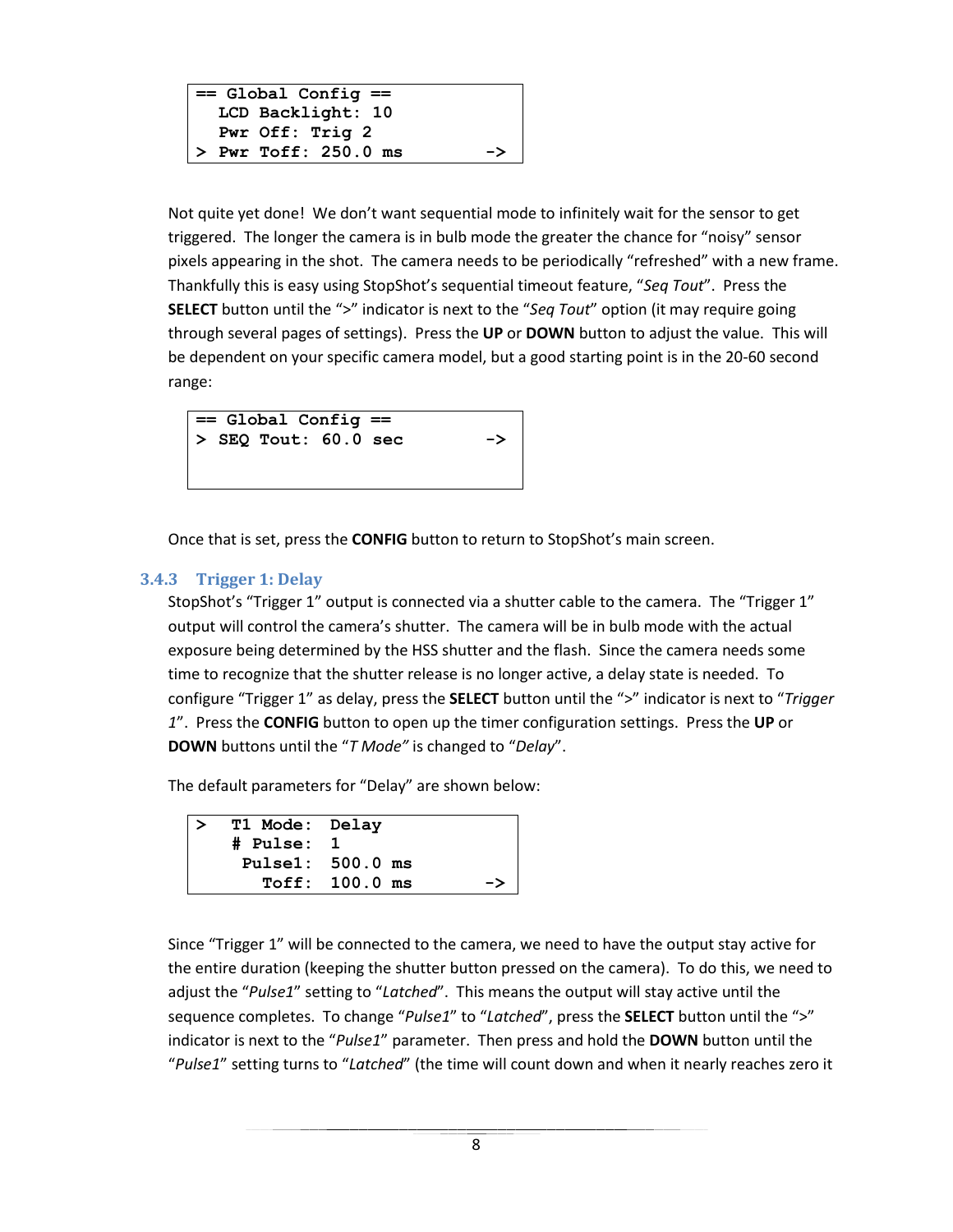```
== Global Config ==
  LCD Backlight: 10
  Pwr Off: Trig 2
> Pwr Toff: 250.0 ms        ->
```

Not quite yet done! We don't want sequential mode to infinitely wait for the sensor to get triggered. The longer the camera is in bulb mode the greater the chance for "noisy" sensor pixels appearing in the shot. The camera needs to be periodically "refreshed" with a new frame. Thankfully this is easy using StopShot's sequential timeout feature, "*Seq Tout*". Press the **SELECT** button until the ">" indicator is next to the "*Seq Tout*" option (it may require going through several pages of settings). Press the **UP** or **DOWN** button to adjust the value. This will be dependent on your specific camera model, but a good starting point is in the 20-60 second range:

```
== Global Config ==
> SEQ Tout: 60.0 sec        ->
```

Once that is set, press the **CONFIG** button to return to StopShot's main screen.

### 3.4.3 Trigger 1: Delay

StopShot's "Trigger 1" output is connected via a shutter cable to the camera. The "Trigger 1" output will control the camera's shutter. The camera will be in bulb mode with the actual exposure being determined by the HSS shutter and the flash. Since the camera needs some time to recognize that the shutter release is no longer active, a delay state is needed. To configure "Trigger 1" as delay, press the **SELECT** button until the ">" indicator is next to "*Trigger 1*". Press the **CONFIG** button to open up the timer configuration settings. Press the **UP** or **DOWN** buttons until the "*T Mode"* is changed to "*Delay*".

The default parameters for "Delay" are shown below:

```
>  T1 Mode:  Delay
   # Pulse:  1
    Pulse1:  500.0 ms
      Toff:  100.0 ms       ->
```

Since "Trigger 1" will be connected to the camera, we need to have the output stay active for the entire duration (keeping the shutter button pressed on the camera). To do this, we need to adjust the "*Pulse1*" setting to "*Latched*". This means the output will stay active until the sequence completes. To change "*Pulse1*" to "*Latched*", press the **SELECT** button until the ">" indicator is next to the "*Pulse1*" parameter. Then press and hold the **DOWN** button until the "*Pulse1*" setting turns to "*Latched*" (the time will count down and when it nearly reaches zero it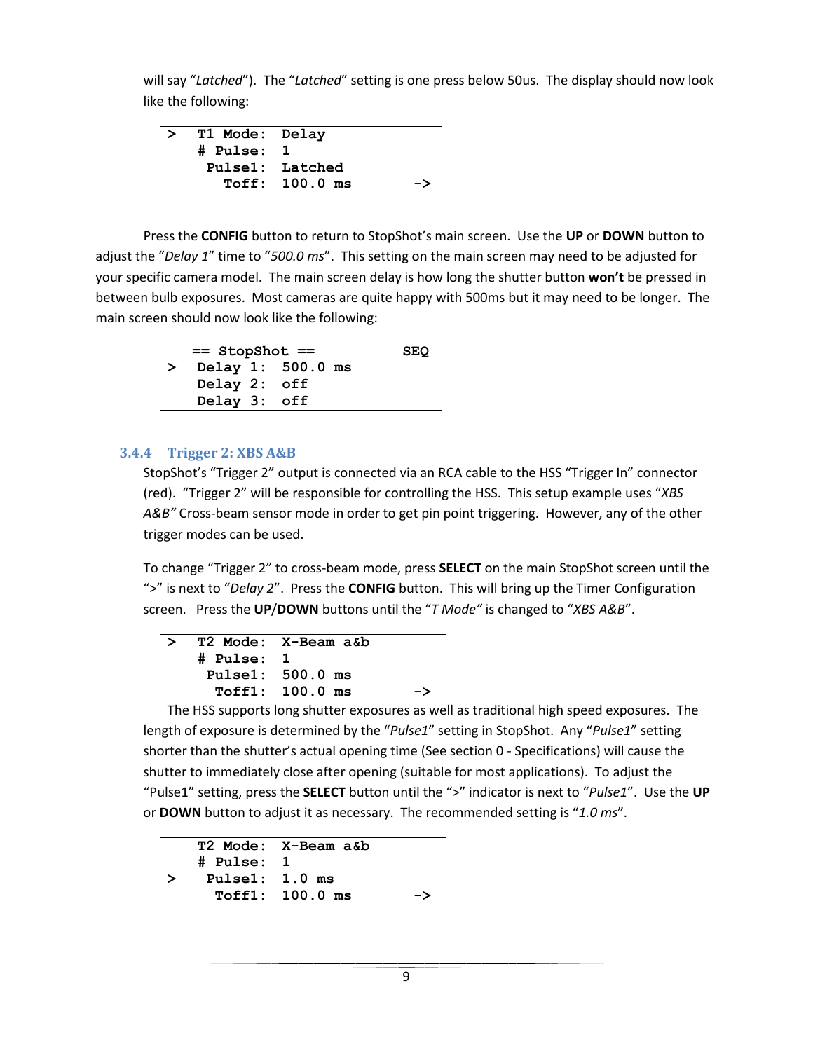will say "*Latched*"). The "*Latched*" setting is one press below 50us. The display should now look like the following:

```
>  T1 Mode:  Delay
   # Pulse:  1
    Pulse1:  Latched
      Toff:  100.0 ms        ->
```

Press the **CONFIG** button to return to StopShot's main screen. Use the **UP** or **DOWN** button to adjust the "*Delay 1*" time to "*500.0 ms*". This setting on the main screen may need to be adjusted for your specific camera model. The main screen delay is how long the shutter button **won't** be pressed in between bulb exposures. Most cameras are quite happy with 500ms but it may need to be longer. The main screen should now look like the following:

```
   == StopShot ==          SEQ
>  Delay 1:  500.0 ms
   Delay 2:  off
   Delay 3:  off
```

### 3.4.4 Trigger 2: XBS A&B

StopShot's "Trigger 2" output is connected via an RCA cable to the HSS "Trigger In" connector (red). "Trigger 2" will be responsible for controlling the HSS. This setup example uses "*XBS A&B*" Cross-beam sensor mode in order to get pin point triggering. However, any of the other trigger modes can be used.

To change "Trigger 2" to cross-beam mode, press **SELECT** on the main StopShot screen until the ">" is next to "*Delay 2*". Press the **CONFIG** button. This will bring up the Timer Configuration screen. Press the **UP**/**DOWN** buttons until the "*T Mode*" is changed to "*XBS A&B*".

```
>  T2 Mode:  X-Beam a&b
   # Pulse:  1
    Pulse1:  500.0 ms
     Toff1:  100.0 ms        ->
```

The HSS supports long shutter exposures as well as traditional high speed exposures. The length of exposure is determined by the "*Pulse1*" setting in StopShot. Any "*Pulse1*" setting shorter than the shutter's actual opening time (See section 0 - Specifications) will cause the shutter to immediately close after opening (suitable for most applications). To adjust the "Pulse1" setting, press the **SELECT** button until the ">" indicator is next to "*Pulse1*". Use the **UP** or **DOWN** button to adjust it as necessary. The recommended setting is "*1.0 ms*".

```
   T2 Mode:  X-Beam a&b
   # Pulse:  1
>   Pulse1:  1.0 ms
     Toff1:  100.0 ms        ->
```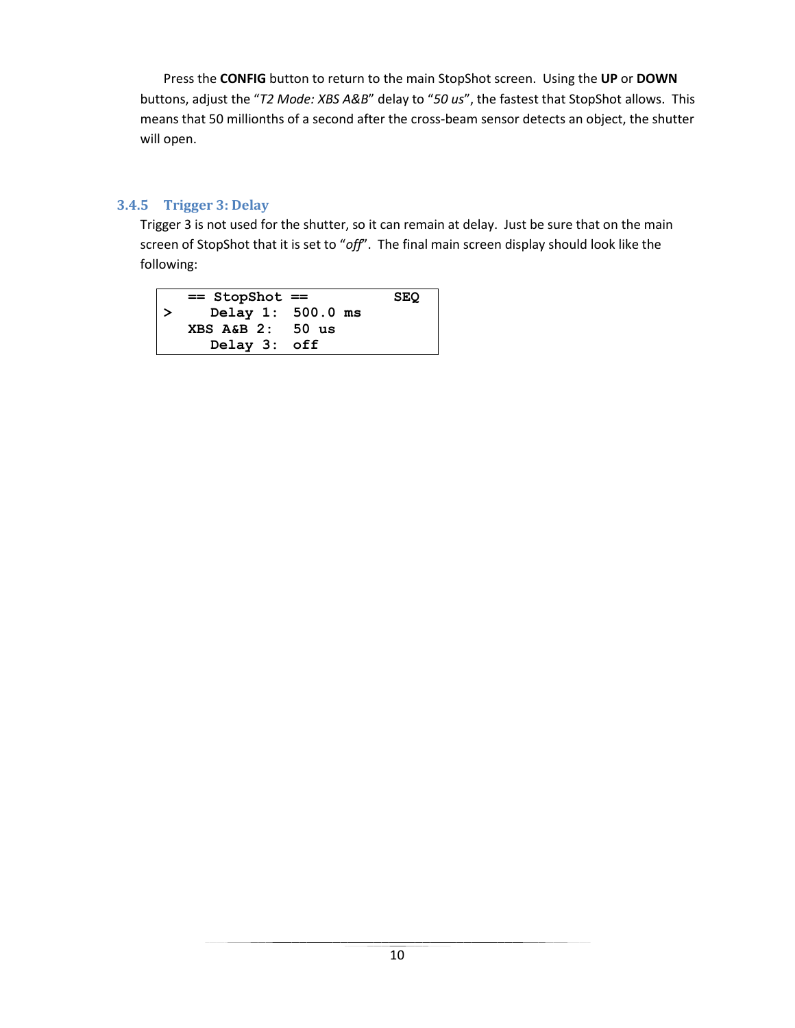Press the **CONFIG** button to return to the main StopShot screen. Using the **UP** or **DOWN** buttons, adjust the "*T2 Mode: XBS A&B*" delay to "*50 us*", the fastest that StopShot allows. This means that 50 millionths of a second after the cross-beam sensor detects an object, the shutter will open.

### 3.4.5 Trigger 3: Delay

Trigger 3 is not used for the shutter, so it can remain at delay. Just be sure that on the main screen of StopShot that it is set to "*off*". The final main screen display should look like the following:

```
   == StopShot ==         SEQ
>     Delay 1:  500.0 ms
   XBS A&B 2:   50 us
      Delay 3:  off
```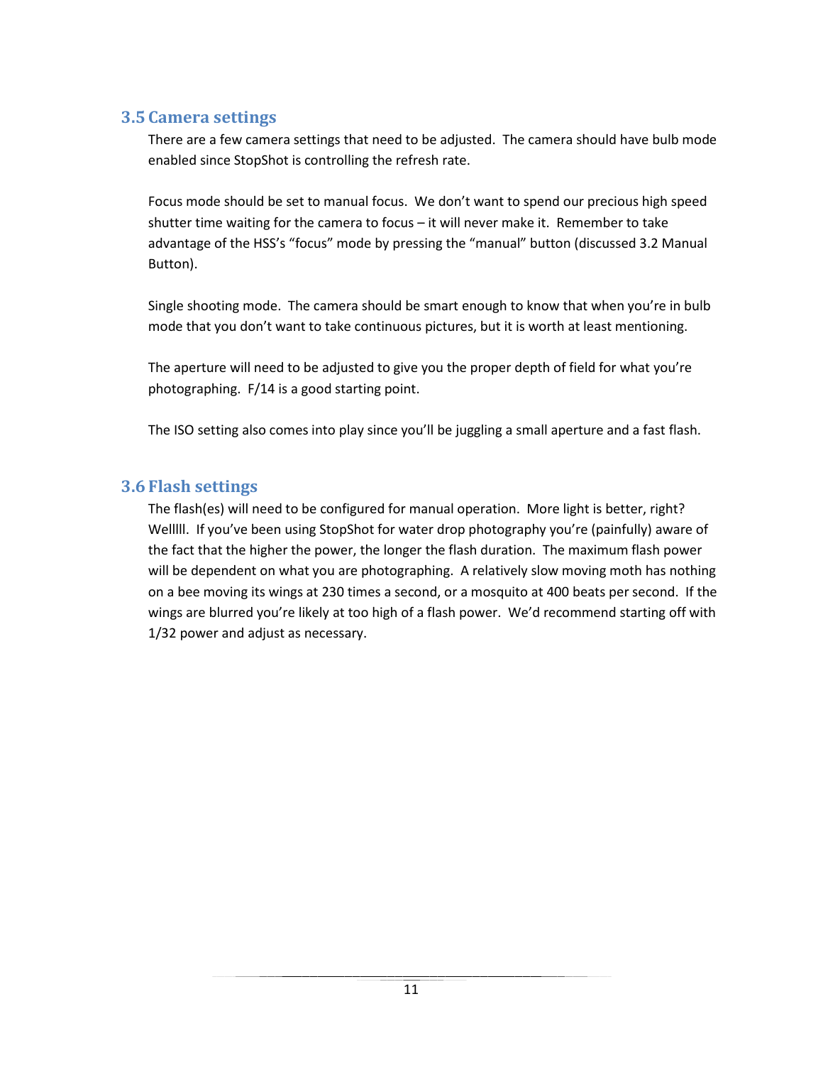## 3.5 Camera settings

There are a few camera settings that need to be adjusted. The camera should have bulb mode enabled since StopShot is controlling the refresh rate.

Focus mode should be set to manual focus. We don't want to spend our precious high speed shutter time waiting for the camera to focus – it will never make it. Remember to take advantage of the HSS's "focus" mode by pressing the "manual" button (discussed 3.2 Manual Button).

Single shooting mode. The camera should be smart enough to know that when you're in bulb mode that you don't want to take continuous pictures, but it is worth at least mentioning.

The aperture will need to be adjusted to give you the proper depth of field for what you're photographing. F/14 is a good starting point.

The ISO setting also comes into play since you'll be juggling a small aperture and a fast flash.

## 3.6 Flash settings

The flash(es) will need to be configured for manual operation. More light is better, right? Welllll. If you've been using StopShot for water drop photography you're (painfully) aware of the fact that the higher the power, the longer the flash duration. The maximum flash power will be dependent on what you are photographing. A relatively slow moving moth has nothing on a bee moving its wings at 230 times a second, or a mosquito at 400 beats per second. If the wings are blurred you're likely at too high of a flash power. We'd recommend starting off with 1/32 power and adjust as necessary.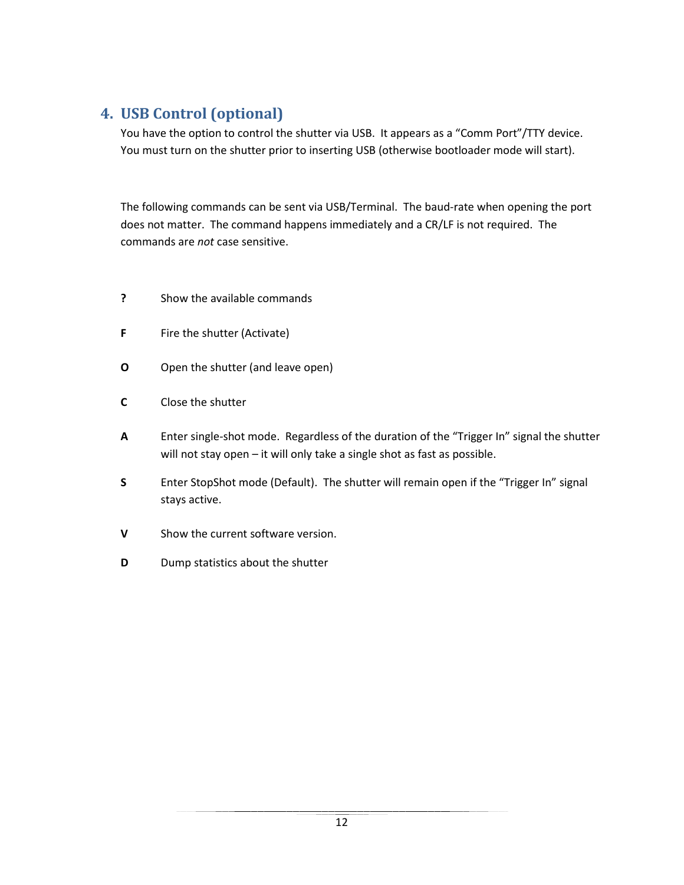## 4. USB Control (optional)

You have the option to control the shutter via USB. It appears as a "Comm Port"/TTY device. You must turn on the shutter prior to inserting USB (otherwise bootloader mode will start).

The following commands can be sent via USB/Terminal. The baud-rate when opening the port does not matter. The command happens immediately and a CR/LF is not required. The commands are *not* case sensitive.

**?** Show the available commands

**F** Fire the shutter (Activate)

**O** Open the shutter (and leave open)

**C** Close the shutter

**A** Enter single-shot mode. Regardless of the duration of the "Trigger In" signal the shutter will not stay open – it will only take a single shot as fast as possible.

**S** Enter StopShot mode (Default). The shutter will remain open if the "Trigger In" signal stays active.

**V** Show the current software version.

**D** Dump statistics about the shutter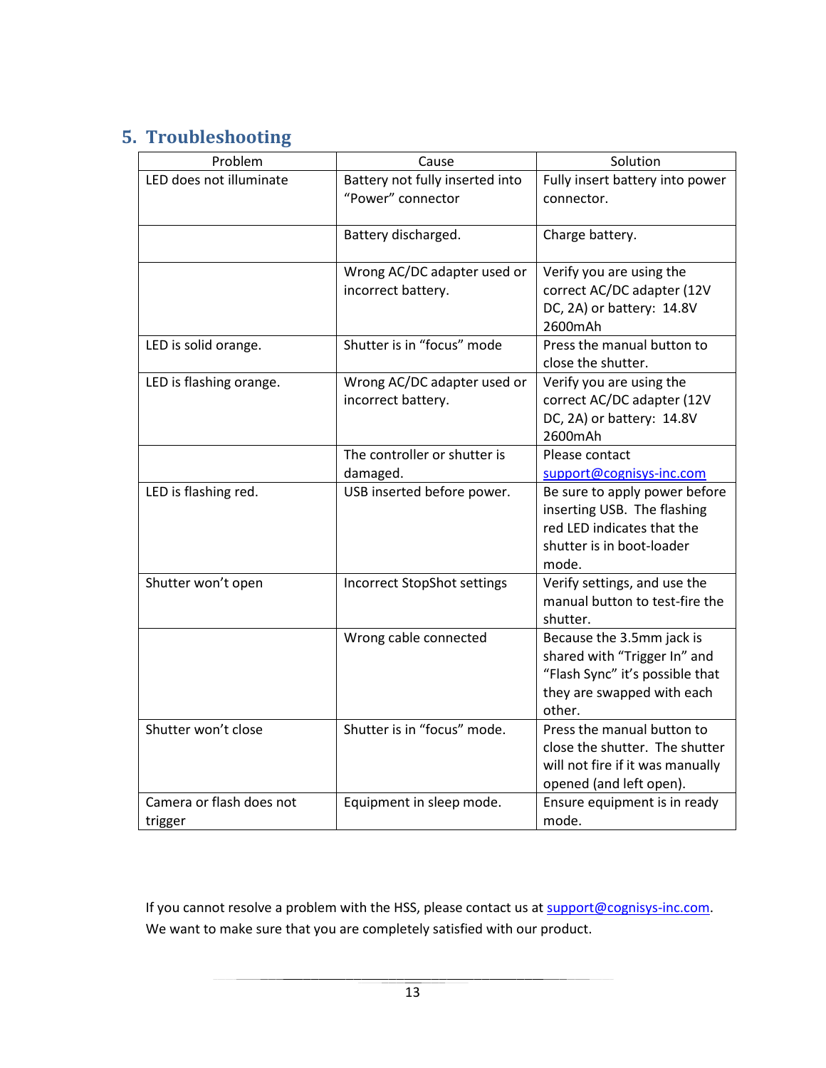## 5. Troubleshooting

| Problem | Cause | Solution |
|---|---|---|
| LED does not illuminate | Battery not fully inserted into "Power" connector | Fully insert battery into power connector. |
| | Battery discharged. | Charge battery. |
| | Wrong AC/DC adapter used or incorrect battery. | Verify you are using the correct AC/DC adapter (12V DC, 2A) or battery: 14.8V 2600mAh |
| LED is solid orange. | Shutter is in "focus" mode | Press the manual button to close the shutter. |
| LED is flashing orange. | Wrong AC/DC adapter used or incorrect battery. | Verify you are using the correct AC/DC adapter (12V DC, 2A) or battery: 14.8V 2600mAh |
| | The controller or shutter is damaged. | Please contact support@cognisys-inc.com |
| LED is flashing red. | USB inserted before power. | Be sure to apply power before inserting USB. The flashing red LED indicates that the shutter is in boot-loader mode. |
| Shutter won't open | Incorrect StopShot settings | Verify settings, and use the manual button to test-fire the shutter. |
| | Wrong cable connected | Because the 3.5mm jack is shared with "Trigger In" and "Flash Sync" it's possible that they are swapped with each other. |
| Shutter won't close | Shutter is in "focus" mode. | Press the manual button to close the shutter. The shutter will not fire if it was manually opened (and left open). |
| Camera or flash does not trigger | Equipment in sleep mode. | Ensure equipment is in ready mode. |

If you cannot resolve a problem with the HSS, please contact us at support@cognisys-inc.com. We want to make sure that you are completely satisfied with our product.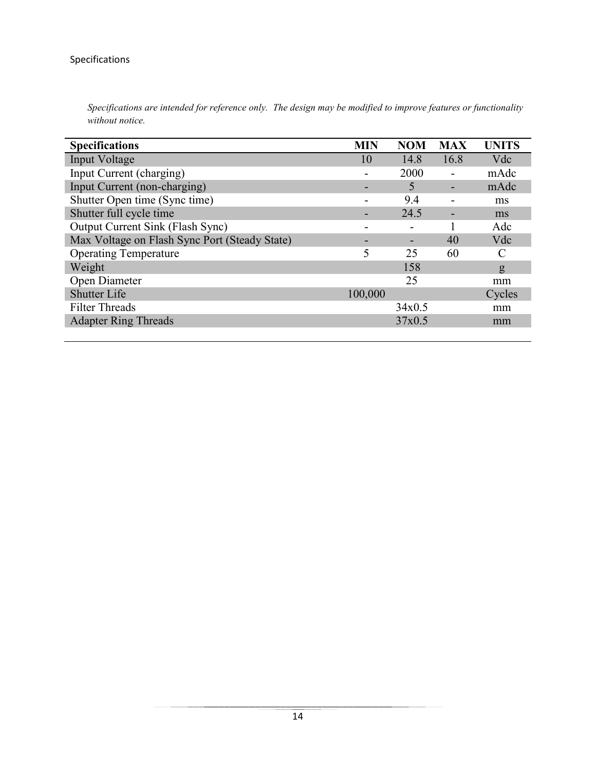Specifications

*Specifications are intended for reference only. The design may be modified to improve features or functionality without notice.*

| Specifications | MIN | NOM | MAX | UNITS |
|---|---|---|---|---|
| Input Voltage | 10 | 14.8 | 16.8 | Vdc |
| Input Current (charging) | - | 2000 | - | mAdc |
| Input Current (non-charging) | - | 5 | - | mAdc |
| Shutter Open time (Sync time) | - | 9.4 | - | ms |
| Shutter full cycle time | - | 24.5 | - | ms |
| Output Current Sink (Flash Sync) | - | - | 1 | Adc |
| Max Voltage on Flash Sync Port (Steady State) | - | - | 40 | Vdc |
| Operating Temperature | 5 | 25 | 60 | C |
| Weight | | 158 | | g |
| Open Diameter | | 25 | | mm |
| Shutter Life | 100,000 | | | Cycles |
| Filter Threads | | 34x0.5 | | mm |
| Adapter Ring Threads | | 37x0.5 | | mm |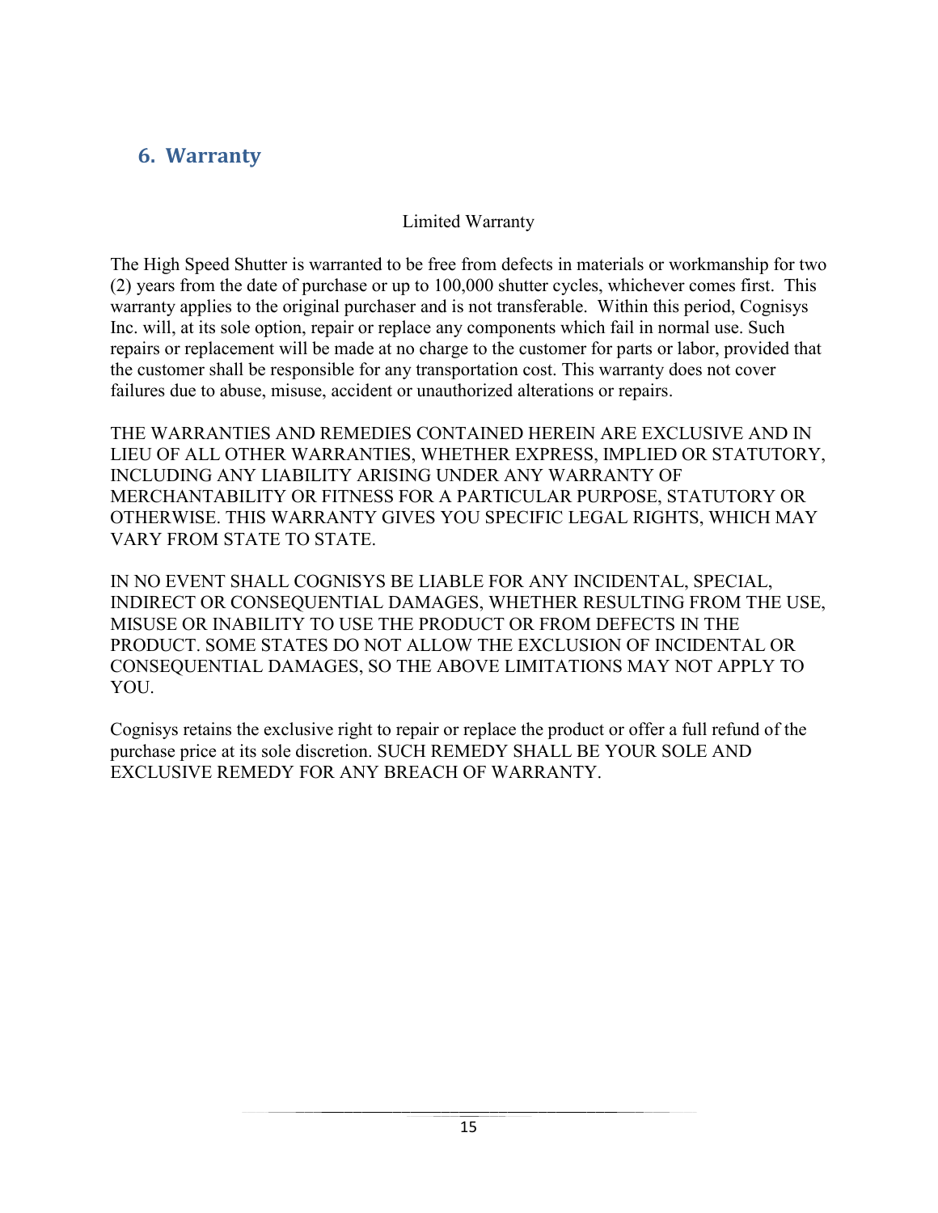## 6. Warranty

Limited Warranty

The High Speed Shutter is warranted to be free from defects in materials or workmanship for two (2) years from the date of purchase or up to 100,000 shutter cycles, whichever comes first. This warranty applies to the original purchaser and is not transferable. Within this period, Cognisys Inc. will, at its sole option, repair or replace any components which fail in normal use. Such repairs or replacement will be made at no charge to the customer for parts or labor, provided that the customer shall be responsible for any transportation cost. This warranty does not cover failures due to abuse, misuse, accident or unauthorized alterations or repairs.

THE WARRANTIES AND REMEDIES CONTAINED HEREIN ARE EXCLUSIVE AND IN LIEU OF ALL OTHER WARRANTIES, WHETHER EXPRESS, IMPLIED OR STATUTORY, INCLUDING ANY LIABILITY ARISING UNDER ANY WARRANTY OF MERCHANTABILITY OR FITNESS FOR A PARTICULAR PURPOSE, STATUTORY OR OTHERWISE. THIS WARRANTY GIVES YOU SPECIFIC LEGAL RIGHTS, WHICH MAY VARY FROM STATE TO STATE.

IN NO EVENT SHALL COGNISYS BE LIABLE FOR ANY INCIDENTAL, SPECIAL, INDIRECT OR CONSEQUENTIAL DAMAGES, WHETHER RESULTING FROM THE USE, MISUSE OR INABILITY TO USE THE PRODUCT OR FROM DEFECTS IN THE PRODUCT. SOME STATES DO NOT ALLOW THE EXCLUSION OF INCIDENTAL OR CONSEQUENTIAL DAMAGES, SO THE ABOVE LIMITATIONS MAY NOT APPLY TO YOU.

Cognisys retains the exclusive right to repair or replace the product or offer a full refund of the purchase price at its sole discretion. SUCH REMEDY SHALL BE YOUR SOLE AND EXCLUSIVE REMEDY FOR ANY BREACH OF WARRANTY.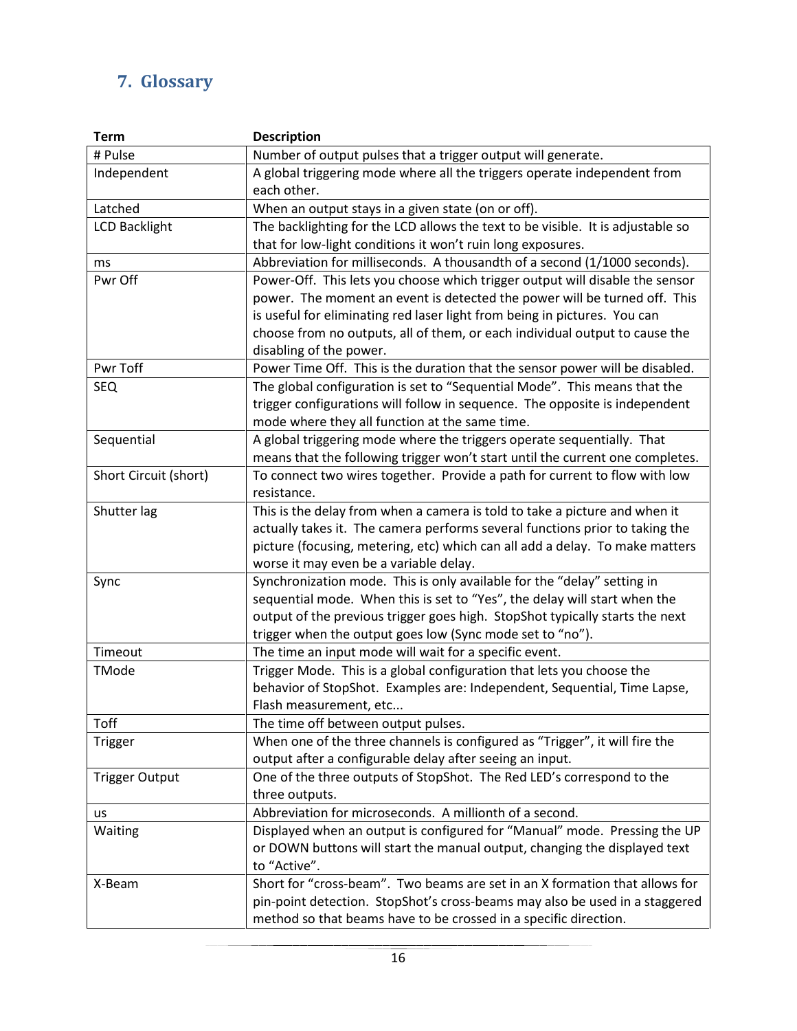## 7. Glossary

| Term | Description |
|---|---|
| # Pulse | Number of output pulses that a trigger output will generate. |
| Independent | A global triggering mode where all the triggers operate independent from each other. |
| Latched | When an output stays in a given state (on or off). |
| LCD Backlight | The backlighting for the LCD allows the text to be visible. It is adjustable so that for low-light conditions it won't ruin long exposures. |
| ms | Abbreviation for milliseconds. A thousandth of a second (1/1000 seconds). |
| Pwr Off | Power-Off. This lets you choose which trigger output will disable the sensor power. The moment an event is detected the power will be turned off. This is useful for eliminating red laser light from being in pictures. You can choose from no outputs, all of them, or each individual output to cause the disabling of the power. |
| Pwr Toff | Power Time Off. This is the duration that the sensor power will be disabled. |
| SEQ | The global configuration is set to "Sequential Mode". This means that the trigger configurations will follow in sequence. The opposite is independent mode where they all function at the same time. |
| Sequential | A global triggering mode where the triggers operate sequentially. That means that the following trigger won't start until the current one completes. |
| Short Circuit (short) | To connect two wires together. Provide a path for current to flow with low resistance. |
| Shutter lag | This is the delay from when a camera is told to take a picture and when it actually takes it. The camera performs several functions prior to taking the picture (focusing, metering, etc) which can all add a delay. To make matters worse it may even be a variable delay. |
| Sync | Synchronization mode. This is only available for the "delay" setting in sequential mode. When this is set to "Yes", the delay will start when the output of the previous trigger goes high. StopShot typically starts the next trigger when the output goes low (Sync mode set to "no"). |
| Timeout | The time an input mode will wait for a specific event. |
| TMode | Trigger Mode. This is a global configuration that lets you choose the behavior of StopShot. Examples are: Independent, Sequential, Time Lapse, Flash measurement, etc... |
| Toff | The time off between output pulses. |
| Trigger | When one of the three channels is configured as "Trigger", it will fire the output after a configurable delay after seeing an input. |
| Trigger Output | One of the three outputs of StopShot. The Red LED's correspond to the three outputs. |
| us | Abbreviation for microseconds. A millionth of a second. |
| Waiting | Displayed when an output is configured for "Manual" mode. Pressing the UP or DOWN buttons will start the manual output, changing the displayed text to "Active". |
| X-Beam | Short for "cross-beam". Two beams are set in an X formation that allows for pin-point detection. StopShot's cross-beams may also be used in a staggered method so that beams have to be crossed in a specific direction. |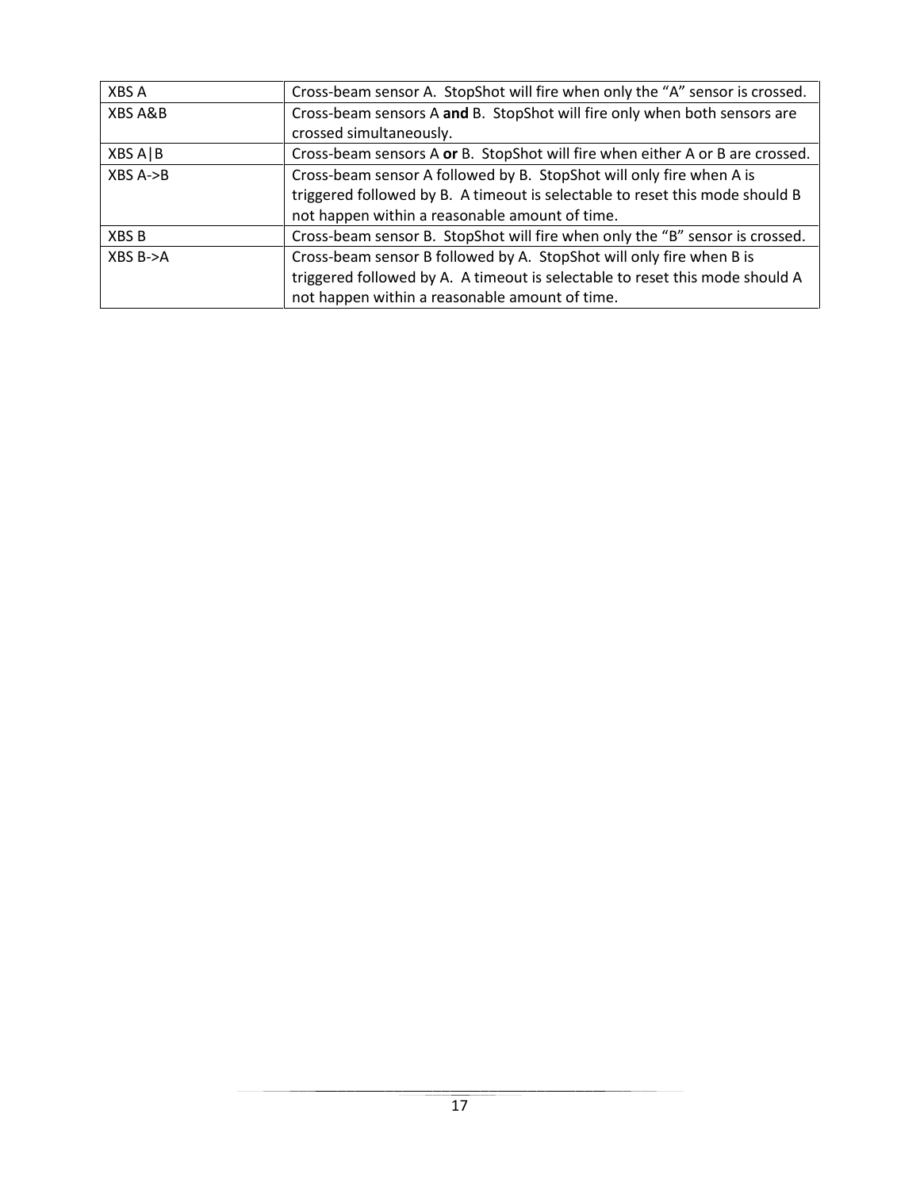| XBS A | Cross-beam sensor A. StopShot will fire when only the “A” sensor is crossed. |
|---|---|
| XBS A&B | Cross-beam sensors A **and** B. StopShot will fire only when both sensors are crossed simultaneously. |
| XBS A\|B | Cross-beam sensors A **or** B. StopShot will fire when either A or B are crossed. |
| XBS A->B | Cross-beam sensor A followed by B. StopShot will only fire when A is triggered followed by B. A timeout is selectable to reset this mode should B not happen within a reasonable amount of time. |
| XBS B | Cross-beam sensor B. StopShot will fire when only the “B” sensor is crossed. |
| XBS B->A | Cross-beam sensor B followed by A. StopShot will only fire when B is triggered followed by A. A timeout is selectable to reset this mode should A not happen within a reasonable amount of time. |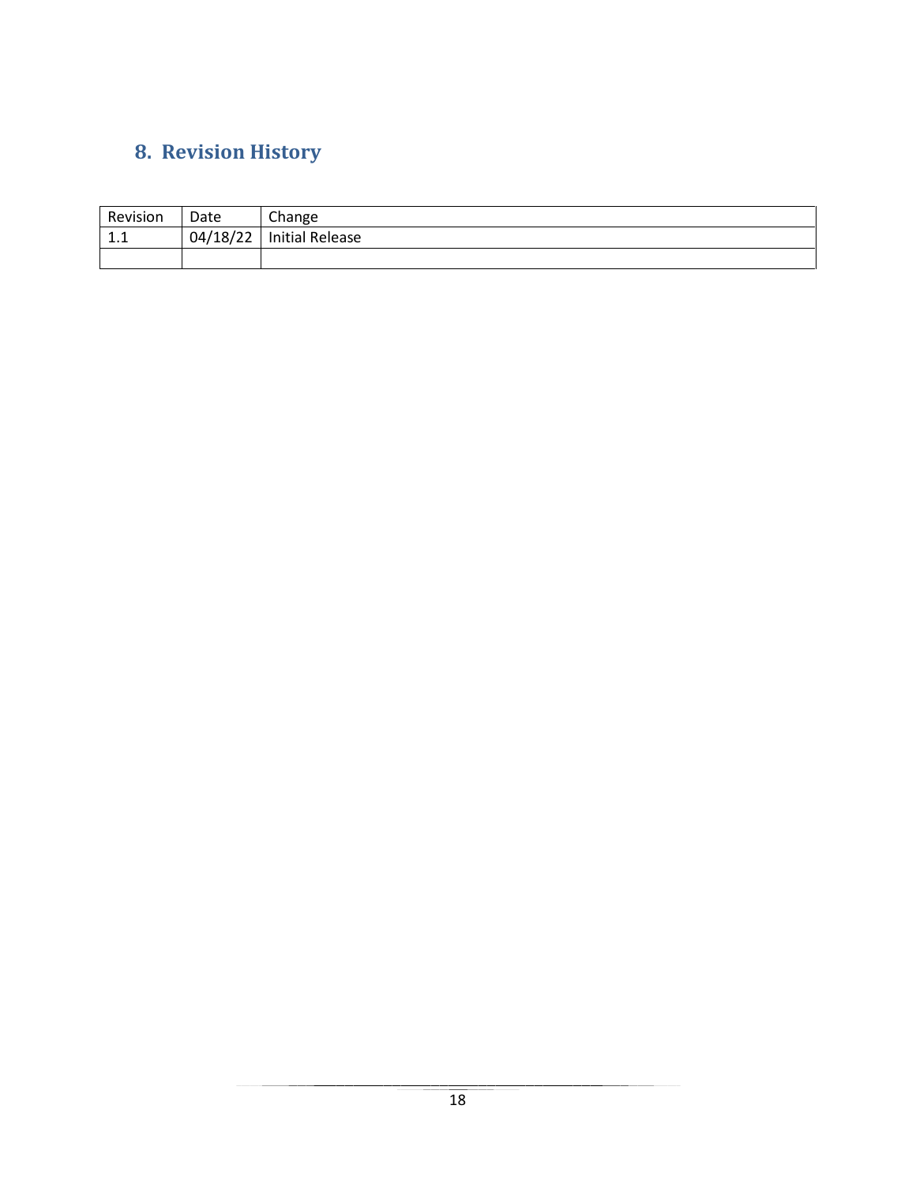## 8. Revision History

| Revision | Date | Change |
| --- | --- | --- |
| 1.1 | 04/18/22 | Initial Release |
| | | |